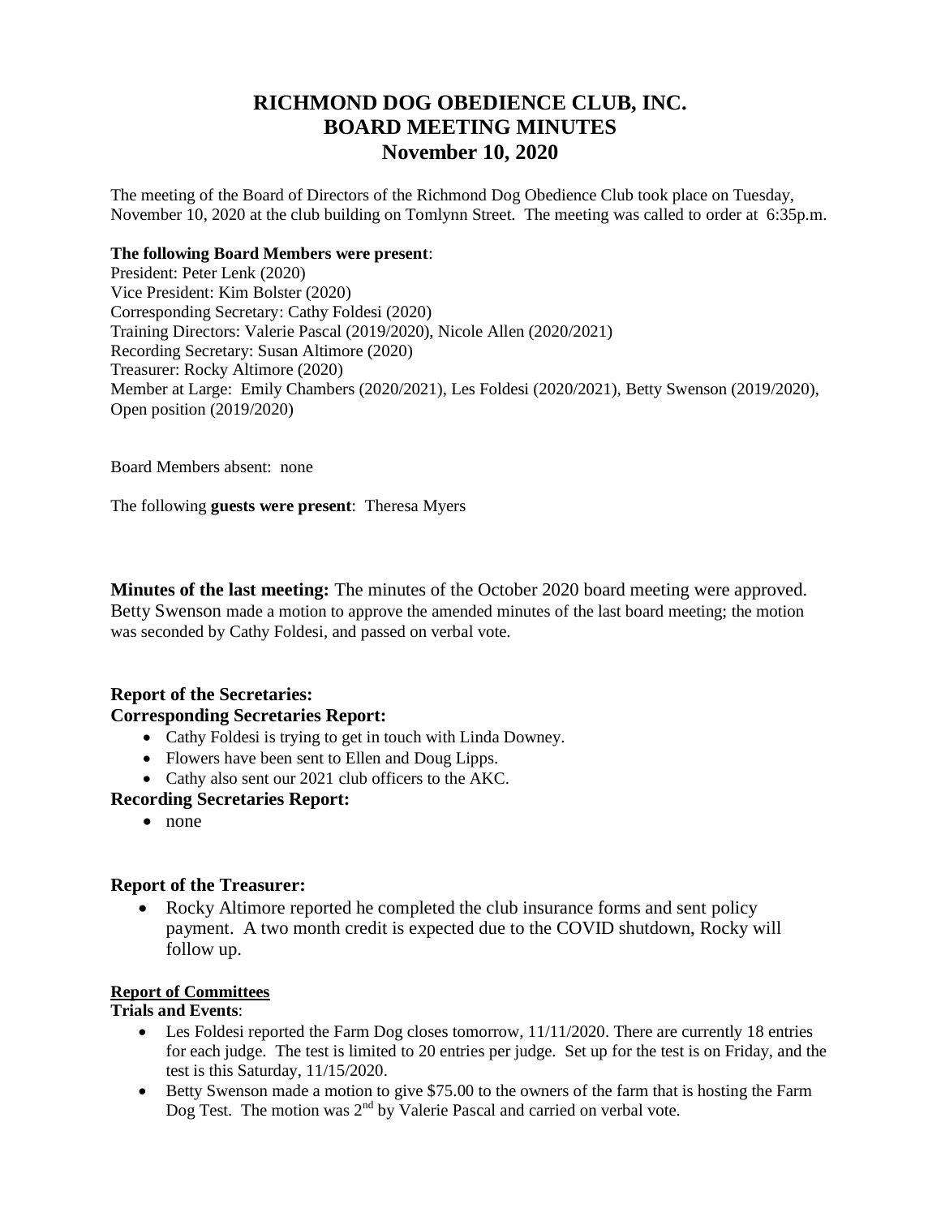# RICHMOND DOG OBEDIENCE CLUB, INC.
# BOARD MEETING MINUTES
# November 10, 2020

The meeting of the Board of Directors of the Richmond Dog Obedience Club took place on Tuesday, November 10, 2020 at the club building on Tomlynn Street. The meeting was called to order at 6:35p.m.

**The following Board Members were present**:
President: Peter Lenk (2020)
Vice President: Kim Bolster (2020)
Corresponding Secretary: Cathy Foldesi (2020)
Training Directors: Valerie Pascal (2019/2020), Nicole Allen (2020/2021)
Recording Secretary: Susan Altimore (2020)
Treasurer: Rocky Altimore (2020)
Member at Large: Emily Chambers (2020/2021), Les Foldesi (2020/2021), Betty Swenson (2019/2020), Open position (2019/2020)

Board Members absent: none

The following **guests were present**: Theresa Myers

**Minutes of the last meeting:** The minutes of the October 2020 board meeting were approved. Betty Swenson made a motion to approve the amended minutes of the last board meeting; the motion was seconded by Cathy Foldesi, and passed on verbal vote.

### Report of the Secretaries:

### Corresponding Secretaries Report:

- Cathy Foldesi is trying to get in touch with Linda Downey.
- Flowers have been sent to Ellen and Doug Lipps.
- Cathy also sent our 2021 club officers to the AKC.

### Recording Secretaries Report:

- none

### Report of the Treasurer:

- Rocky Altimore reported he completed the club insurance forms and sent policy payment. A two month credit is expected due to the COVID shutdown, Rocky will follow up.

**Report of Committees**

**Trials and Events**:

- Les Foldesi reported the Farm Dog closes tomorrow, 11/11/2020. There are currently 18 entries for each judge. The test is limited to 20 entries per judge. Set up for the test is on Friday, and the test is this Saturday, 11/15/2020.
- Betty Swenson made a motion to give $75.00 to the owners of the farm that is hosting the Farm Dog Test. The motion was 2nd by Valerie Pascal and carried on verbal vote.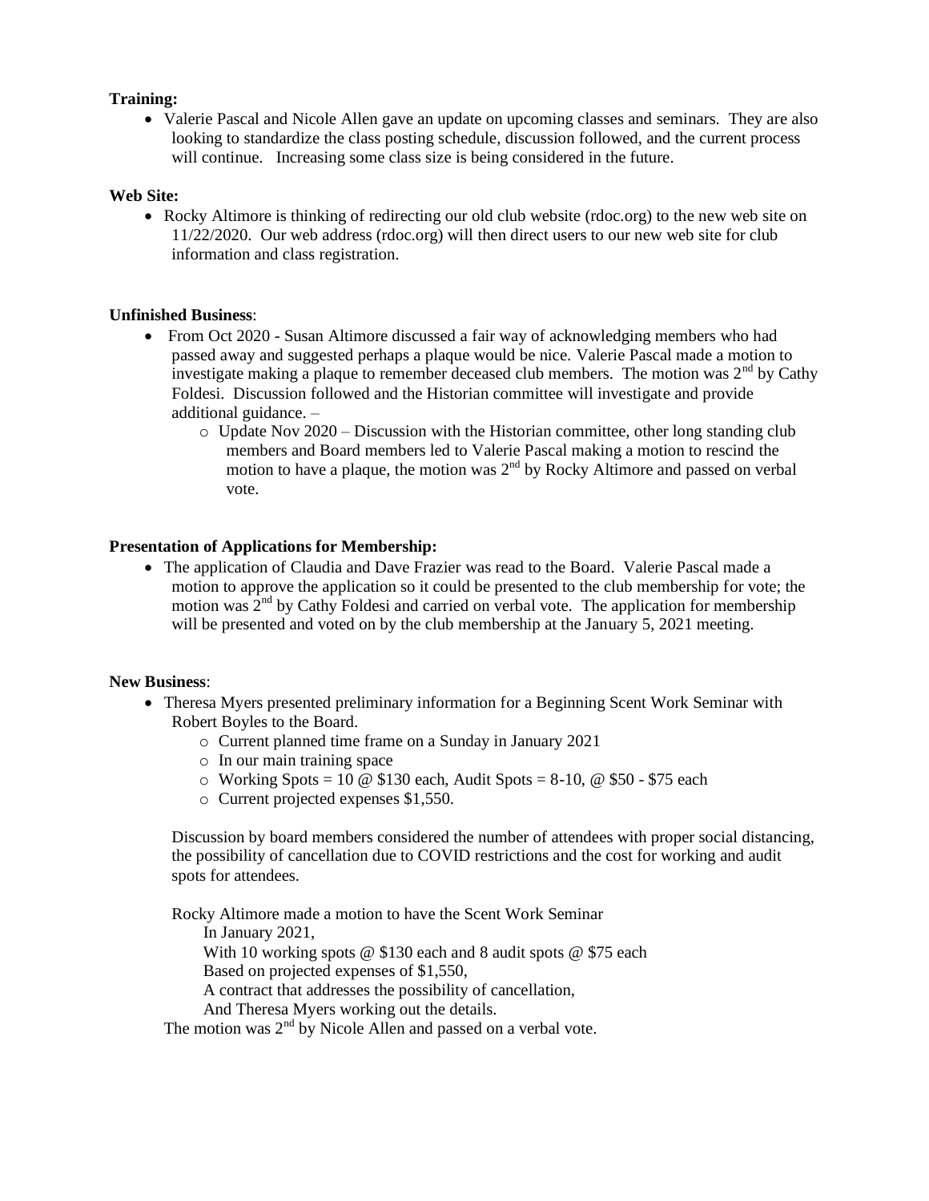**Training:**

- Valerie Pascal and Nicole Allen gave an update on upcoming classes and seminars. They are also looking to standardize the class posting schedule, discussion followed, and the current process will continue. Increasing some class size is being considered in the future.

**Web Site:**

- Rocky Altimore is thinking of redirecting our old club website (rdoc.org) to the new web site on 11/22/2020. Our web address (rdoc.org) will then direct users to our new web site for club information and class registration.

**Unfinished Business**:

- From Oct 2020 - Susan Altimore discussed a fair way of acknowledging members who had passed away and suggested perhaps a plaque would be nice. Valerie Pascal made a motion to investigate making a plaque to remember deceased club members. The motion was 2nd by Cathy Foldesi. Discussion followed and the Historian committee will investigate and provide additional guidance. –
    - Update Nov 2020 – Discussion with the Historian committee, other long standing club members and Board members led to Valerie Pascal making a motion to rescind the motion to have a plaque, the motion was 2nd by Rocky Altimore and passed on verbal vote.

**Presentation of Applications for Membership:**

- The application of Claudia and Dave Frazier was read to the Board. Valerie Pascal made a motion to approve the application so it could be presented to the club membership for vote; the motion was 2nd by Cathy Foldesi and carried on verbal vote. The application for membership will be presented and voted on by the club membership at the January 5, 2021 meeting.

**New Business**:

- Theresa Myers presented preliminary information for a Beginning Scent Work Seminar with Robert Boyles to the Board.
    - Current planned time frame on a Sunday in January 2021
    - In our main training space
    - Working Spots = 10 @ $130 each, Audit Spots = 8-10, @ $50 - $75 each
    - Current projected expenses $1,550.

  Discussion by board members considered the number of attendees with proper social distancing, the possibility of cancellation due to COVID restrictions and the cost for working and audit spots for attendees.

  Rocky Altimore made a motion to have the Scent Work Seminar
  In January 2021,
  With 10 working spots @ $130 each and 8 audit spots @ $75 each
  Based on projected expenses of $1,550,
  A contract that addresses the possibility of cancellation,
  And Theresa Myers working out the details.

  The motion was 2nd by Nicole Allen and passed on a verbal vote.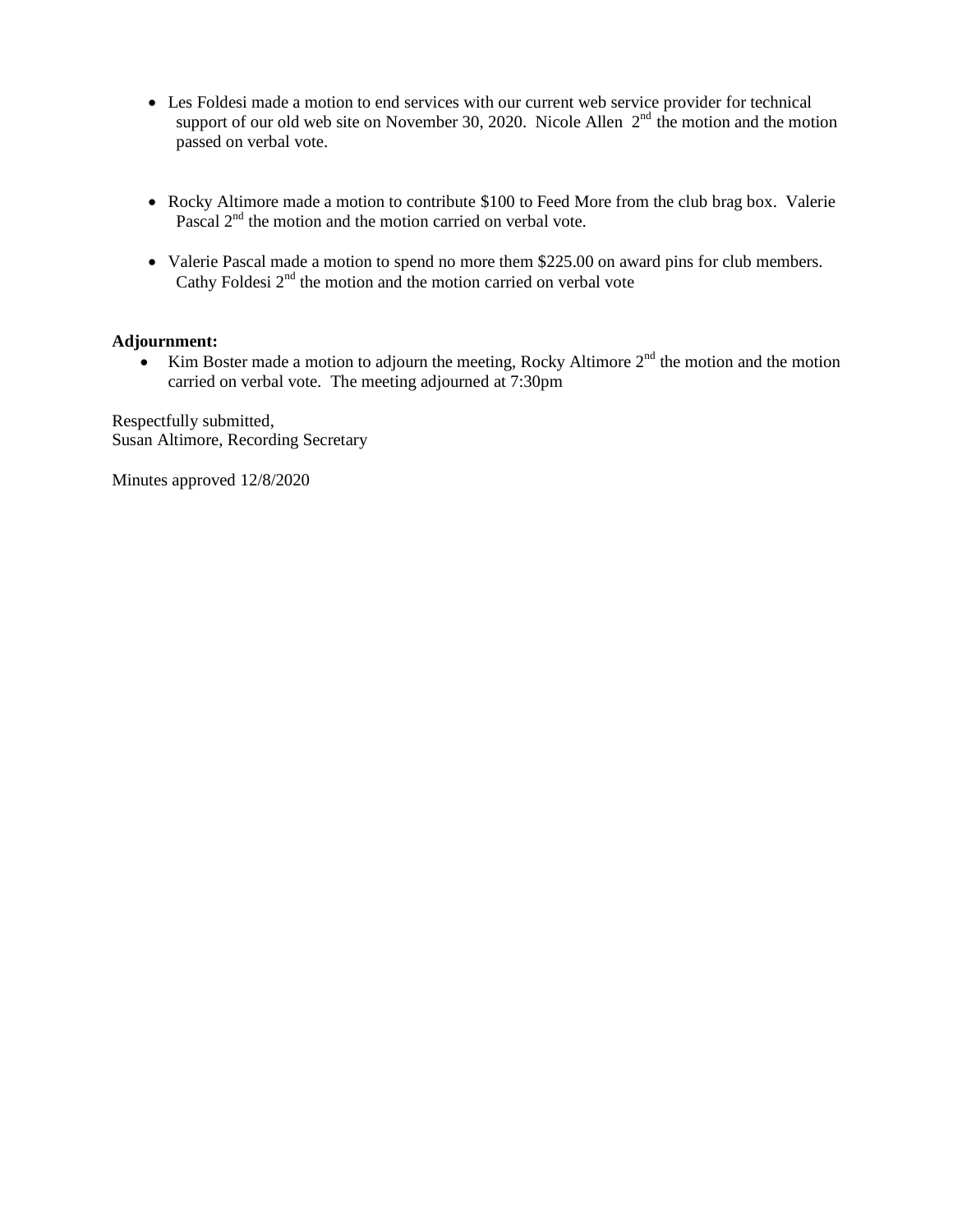- Les Foldesi made a motion to end services with our current web service provider for technical support of our old web site on November 30, 2020. Nicole Allen 2nd the motion and the motion passed on verbal vote.

- Rocky Altimore made a motion to contribute $100 to Feed More from the club brag box. Valerie Pascal 2nd the motion and the motion carried on verbal vote.

- Valerie Pascal made a motion to spend no more them $225.00 on award pins for club members. Cathy Foldesi 2nd the motion and the motion carried on verbal vote

**Adjournment:**

- Kim Boster made a motion to adjourn the meeting, Rocky Altimore 2nd the motion and the motion carried on verbal vote. The meeting adjourned at 7:30pm

Respectfully submitted,
Susan Altimore, Recording Secretary

Minutes approved 12/8/2020